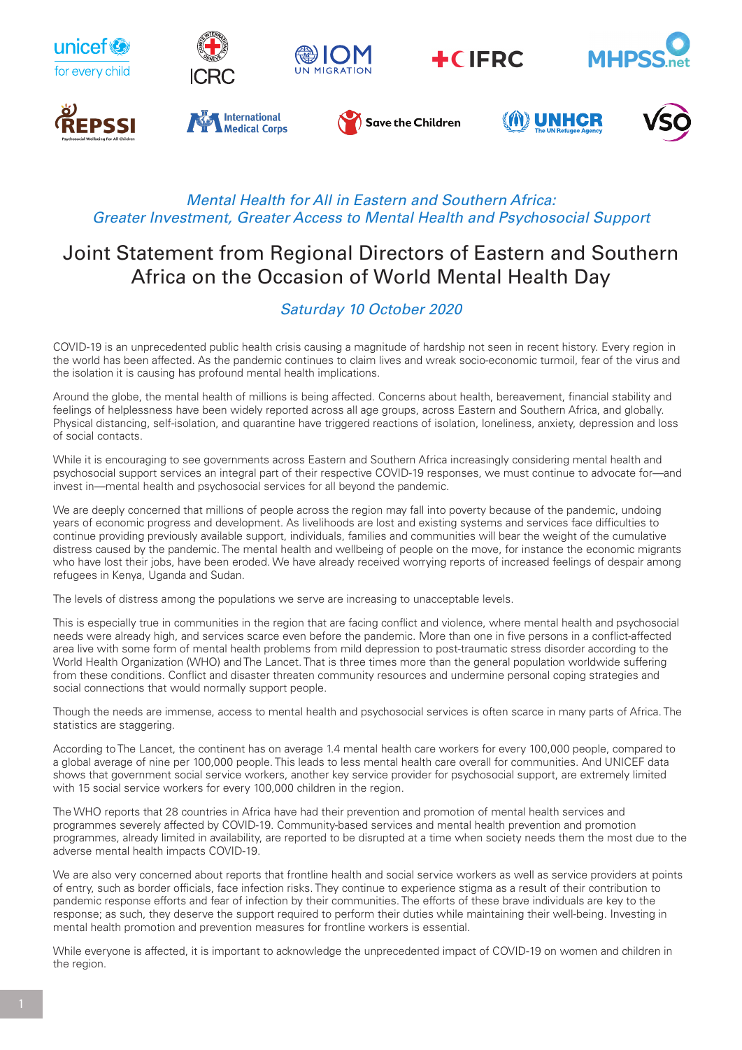*Mental Health for All in Eastern and Southern Africa: Greater Investment, Greater Access to Mental Health and Psychosocial Support*

# Joint Statement from Regional Directors of Eastern and Southern Africa on the Occasion of World Mental Health Day

*Saturday 10 October 2020*

COVID-19 is an unprecedented public health crisis causing a magnitude of hardship not seen in recent history. Every region in the world has been affected. As the pandemic continues to claim lives and wreak socio-economic turmoil, fear of the virus and the isolation it is causing has profound mental health implications.

Around the globe, the mental health of millions is being affected. Concerns about health, bereavement, financial stability and feelings of helplessness have been widely reported across all age groups, across Eastern and Southern Africa, and globally. Physical distancing, self-isolation, and quarantine have triggered reactions of isolation, loneliness, anxiety, depression and loss of social contacts.

While it is encouraging to see governments across Eastern and Southern Africa increasingly considering mental health and psychosocial support services an integral part of their respective COVID-19 responses, we must continue to advocate for—and invest in—mental health and psychosocial services for all beyond the pandemic.

We are deeply concerned that millions of people across the region may fall into poverty because of the pandemic, undoing years of economic progress and development. As livelihoods are lost and existing systems and services face difficulties to continue providing previously available support, individuals, families and communities will bear the weight of the cumulative distress caused by the pandemic. The mental health and wellbeing of people on the move, for instance the economic migrants who have lost their jobs, have been eroded. We have already received worrying reports of increased feelings of despair among refugees in Kenya, Uganda and Sudan.

The levels of distress among the populations we serve are increasing to unacceptable levels.

This is especially true in communities in the region that are facing conflict and violence, where mental health and psychosocial needs were already high, and services scarce even before the pandemic. More than one in five persons in a conflict-affected area live with some form of mental health problems from mild depression to post-traumatic stress disorder according to the World Health Organization (WHO) and The Lancet. That is three times more than the general population worldwide suffering from these conditions. Conflict and disaster threaten community resources and undermine personal coping strategies and social connections that would normally support people.

Though the needs are immense, access to mental health and psychosocial services is often scarce in many parts of Africa. The statistics are staggering.

According to The Lancet, the continent has on average 1.4 mental health care workers for every 100,000 people, compared to a global average of nine per 100,000 people. This leads to less mental health care overall for communities. And UNICEF data shows that government social service workers, another key service provider for psychosocial support, are extremely limited with 15 social service workers for every 100,000 children in the region.

The WHO reports that 28 countries in Africa have had their prevention and promotion of mental health services and programmes severely affected by COVID-19. Community-based services and mental health prevention and promotion programmes, already limited in availability, are reported to be disrupted at a time when society needs them the most due to the adverse mental health impacts COVID-19.

We are also very concerned about reports that frontline health and social service workers as well as service providers at points of entry, such as border officials, face infection risks. They continue to experience stigma as a result of their contribution to pandemic response efforts and fear of infection by their communities. The efforts of these brave individuals are key to the response; as such, they deserve the support required to perform their duties while maintaining their well-being. Investing in mental health promotion and prevention measures for frontline workers is essential.

While everyone is affected, it is important to acknowledge the unprecedented impact of COVID-19 on women and children in the region.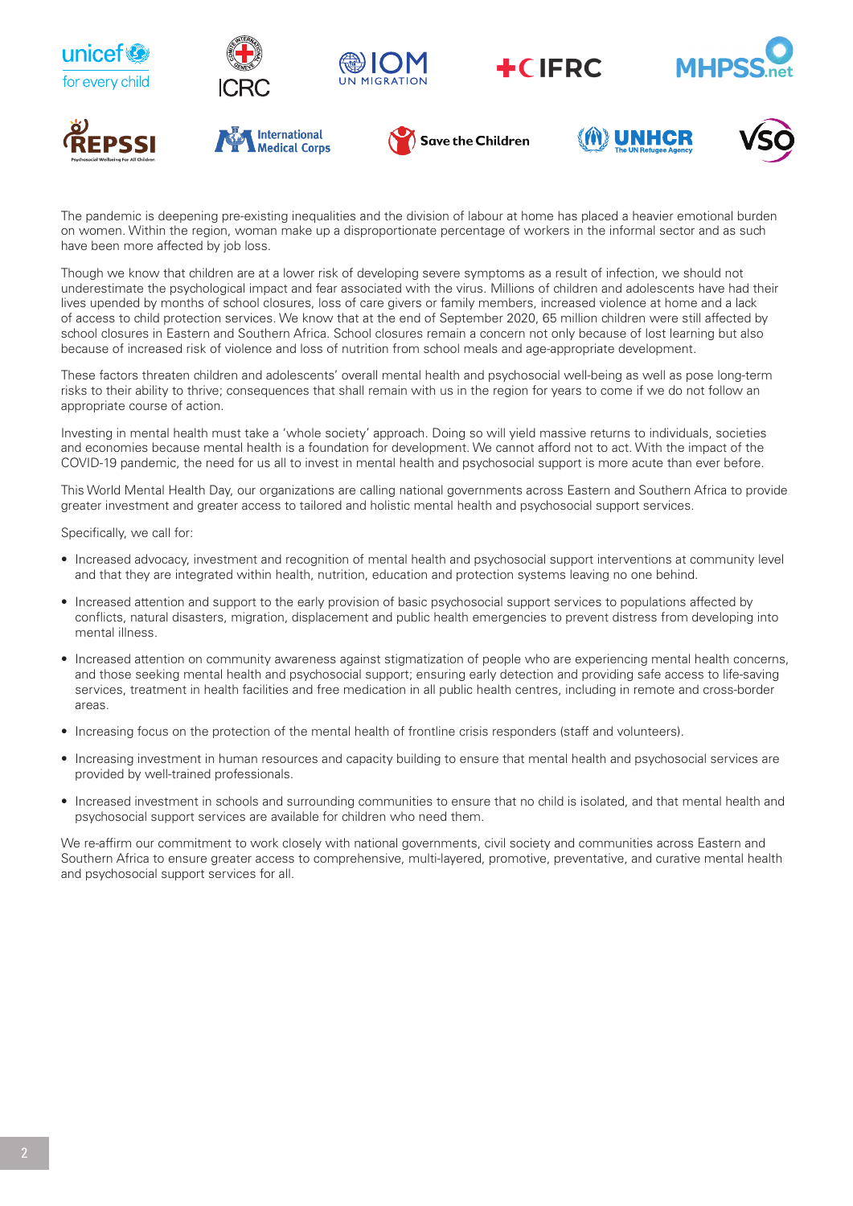The pandemic is deepening pre-existing inequalities and the division of labour at home has placed a heavier emotional burden on women. Within the region, woman make up a disproportionate percentage of workers in the informal sector and as such have been more affected by job loss.

Though we know that children are at a lower risk of developing severe symptoms as a result of infection, we should not underestimate the psychological impact and fear associated with the virus. Millions of children and adolescents have had their lives upended by months of school closures, loss of care givers or family members, increased violence at home and a lack of access to child protection services. We know that at the end of September 2020, 65 million children were still affected by school closures in Eastern and Southern Africa. School closures remain a concern not only because of lost learning but also because of increased risk of violence and loss of nutrition from school meals and age-appropriate development.

These factors threaten children and adolescents' overall mental health and psychosocial well-being as well as pose long-term risks to their ability to thrive; consequences that shall remain with us in the region for years to come if we do not follow an appropriate course of action.

Investing in mental health must take a 'whole society' approach. Doing so will yield massive returns to individuals, societies and economies because mental health is a foundation for development. We cannot afford not to act. With the impact of the COVID-19 pandemic, the need for us all to invest in mental health and psychosocial support is more acute than ever before.

This World Mental Health Day, our organizations are calling national governments across Eastern and Southern Africa to provide greater investment and greater access to tailored and holistic mental health and psychosocial support services.

Specifically, we call for:

- Increased advocacy, investment and recognition of mental health and psychosocial support interventions at community level and that they are integrated within health, nutrition, education and protection systems leaving no one behind.
- Increased attention and support to the early provision of basic psychosocial support services to populations affected by conflicts, natural disasters, migration, displacement and public health emergencies to prevent distress from developing into mental illness.
- Increased attention on community awareness against stigmatization of people who are experiencing mental health concerns, and those seeking mental health and psychosocial support; ensuring early detection and providing safe access to life-saving services, treatment in health facilities and free medication in all public health centres, including in remote and cross-border areas.
- Increasing focus on the protection of the mental health of frontline crisis responders (staff and volunteers).
- Increasing investment in human resources and capacity building to ensure that mental health and psychosocial services are provided by well-trained professionals.
- Increased investment in schools and surrounding communities to ensure that no child is isolated, and that mental health and psychosocial support services are available for children who need them.

We re-affirm our commitment to work closely with national governments, civil society and communities across Eastern and Southern Africa to ensure greater access to comprehensive, multi-layered, promotive, preventative, and curative mental health and psychosocial support services for all.